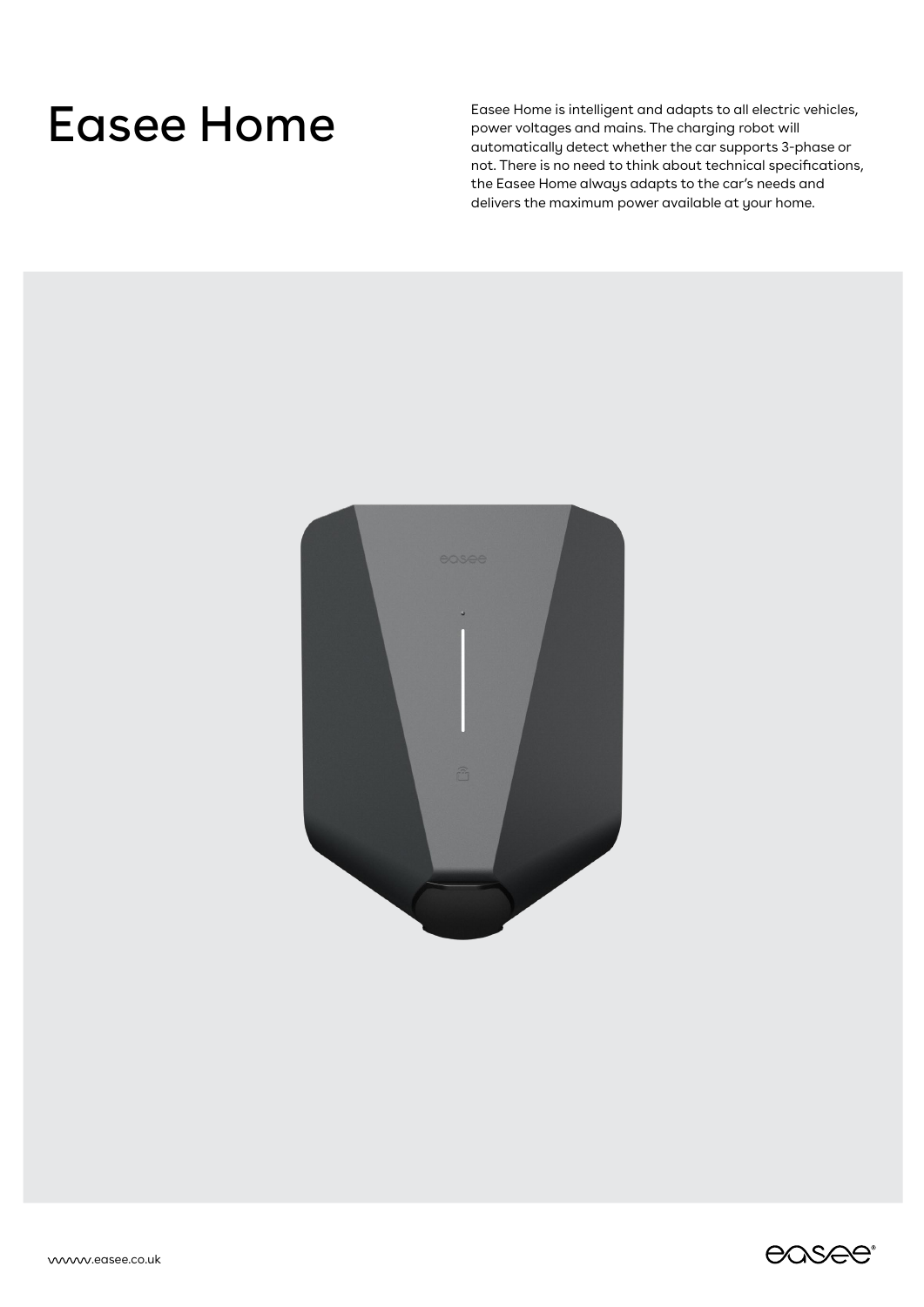# Easee Home

Easee Home is intelligent and adapts to all electric vehicles, power voltages and mains. The charging robot will automatically detect whether the car supports 3-phase or not. There is no need to think about technical specifications, the Easee Home always adapts to the car's needs and delivers the maximum power available at your home.

www.easee.co.uk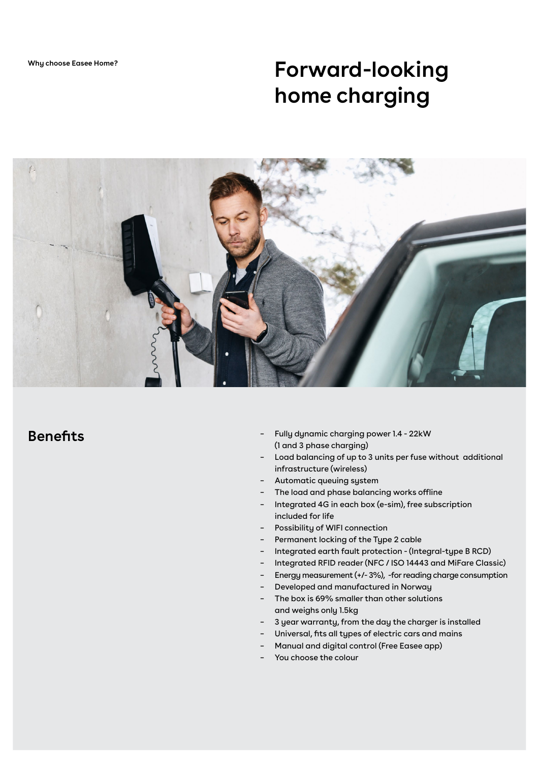Why choose Easee Home?

# Forward-looking home charging

## Benefits

- Fully dynamic charging power 1.4 - 22kW (1 and 3 phase charging)
- Load balancing of up to 3 units per fuse without additional infrastructure (wireless)
- Automatic queuing system
- The load and phase balancing works offline
- Integrated 4G in each box (e-sim), free subscription included for life
- Possibility of WIFI connection
- Permanent locking of the Type 2 cable
- Integrated earth fault protection - (Integral-type B RCD)
- Integrated RFID reader (NFC / ISO 14443 and MiFare Classic)
- Energy measurement (+/- 3%), -for reading charge consumption
- Developed and manufactured in Norway
- The box is 69% smaller than other solutions and weighs only 1.5kg
- 3 year warranty, from the day the charger is installed
- Universal, fits all types of electric cars and mains
- Manual and digital control (Free Easee app)
- You choose the colour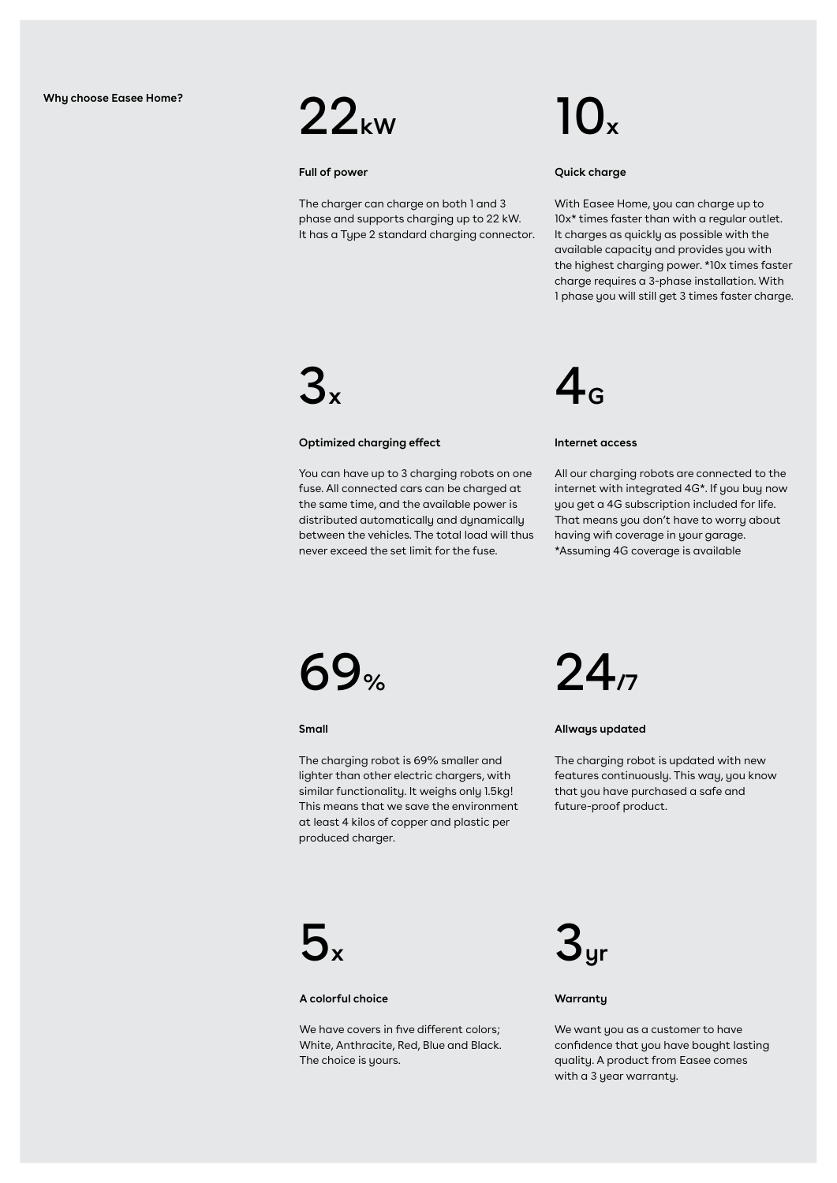## Why choose Easee Home?

### 22kW

**Full of power**

The charger can charge on both 1 and 3 phase and supports charging up to 22 kW. It has a Type 2 standard charging connector.

### 10x

**Quick charge**

With Easee Home, you can charge up to 10x* times faster than with a regular outlet. It charges as quickly as possible with the available capacity and provides you with the highest charging power. *10x times faster charge requires a 3-phase installation. With 1 phase you will still get 3 times faster charge.

### 3x

**Optimized charging effect**

You can have up to 3 charging robots on one fuse. All connected cars can be charged at the same time, and the available power is distributed automatically and dynamically between the vehicles. The total load will thus never exceed the set limit for the fuse.

### 4G

**Internet access**

All our charging robots are connected to the internet with integrated 4G*. If you buy now you get a 4G subscription included for life. That means you don't have to worry about having wifi coverage in your garage.
*Assuming 4G coverage is available

### 69%

**Small**

The charging robot is 69% smaller and lighter than other electric chargers, with similar functionality. It weighs only 1.5kg! This means that we save the environment at least 4 kilos of copper and plastic per produced charger.

### 24/7

**Allways updated**

The charging robot is updated with new features continuously. This way, you know that you have purchased a safe and future-proof product.

### 5x

**A colorful choice**

We have covers in five different colors; White, Anthracite, Red, Blue and Black. The choice is yours.

### 3yr

**Warranty**

We want you as a customer to have confidence that you have bought lasting quality. A product from Easee comes with a 3 year warranty.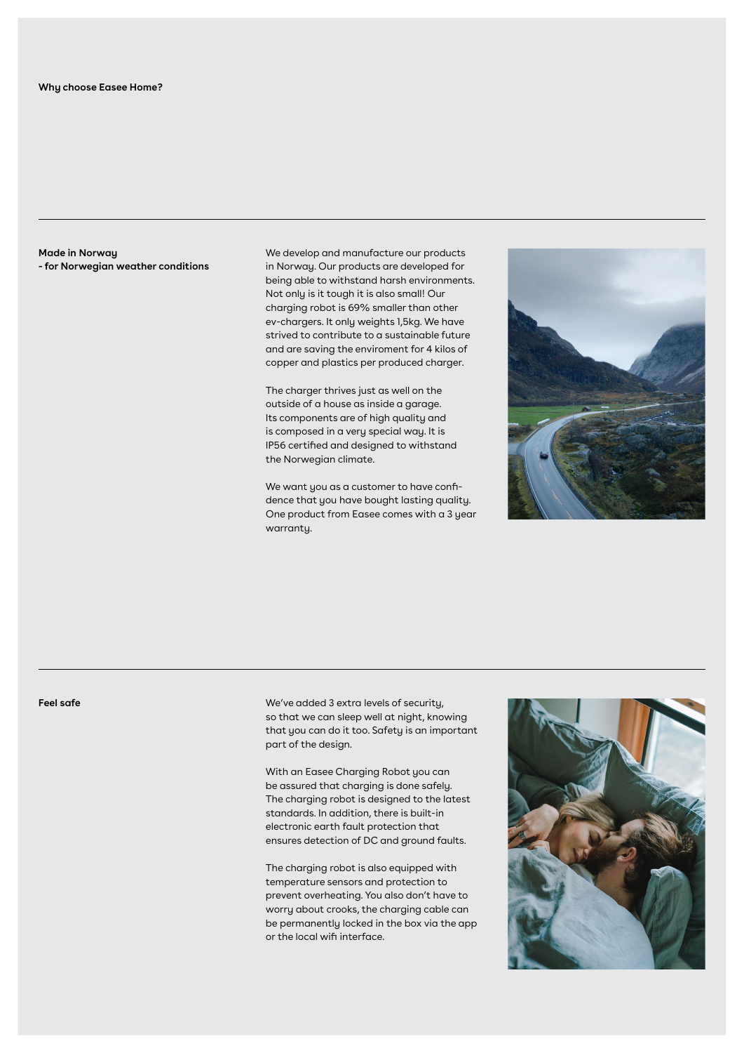**Why choose Easee Home?**

---

**Made in Norway**
**- for Norwegian weather conditions**

We develop and manufacture our products in Norway. Our products are developed for being able to withstand harsh environments. Not only is it tough it is also small! Our charging robot is 69% smaller than other ev-chargers. It only weights 1,5kg. We have strived to contribute to a sustainable future and are saving the enviroment for 4 kilos of copper and plastics per produced charger.

The charger thrives just as well on the outside of a house as inside a garage. Its components are of high quality and is composed in a very special way. It is IP56 certified and designed to withstand the Norwegian climate.

We want you as a customer to have confidence that you have bought lasting quality. One product from Easee comes with a 3 year warranty.

---

**Feel safe**

We've added 3 extra levels of security, so that we can sleep well at night, knowing that you can do it too. Safety is an important part of the design.

With an Easee Charging Robot you can be assured that charging is done safely. The charging robot is designed to the latest standards. In addition, there is built-in electronic earth fault protection that ensures detection of DC and ground faults.

The charging robot is also equipped with temperature sensors and protection to prevent overheating. You also don't have to worry about crooks, the charging cable can be permanently locked in the box via the app or the local wifi interface.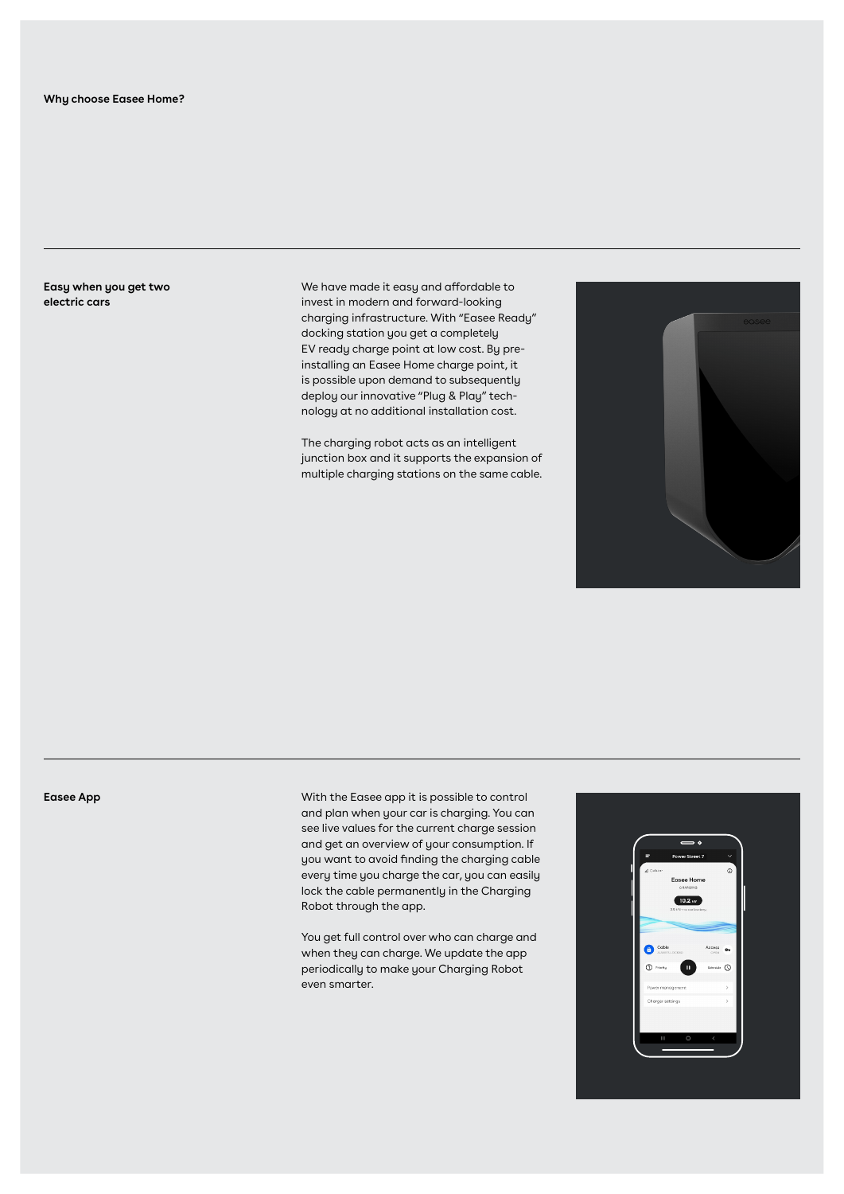## Why choose Easee Home?

### Easy when you get two electric cars

We have made it easy and affordable to invest in modern and forward-looking charging infrastructure. With "Easee Ready" docking station you get a completely EV ready charge point at low cost. By pre-installing an Easee Home charge point, it is possible upon demand to subsequently deploy our innovative "Plug & Play" technology at no additional installation cost.

The charging robot acts as an intelligent junction box and it supports the expansion of multiple charging stations on the same cable.

### Easee App

With the Easee app it is possible to control and plan when your car is charging. You can see live values for the current charge session and get an overview of your consumption. If you want to avoid finding the charging cable every time you charge the car, you can easily lock the cable permanently in the Charging Robot through the app.

You get full control over who can charge and when they can charge. We update the app periodically to make your Charging Robot even smarter.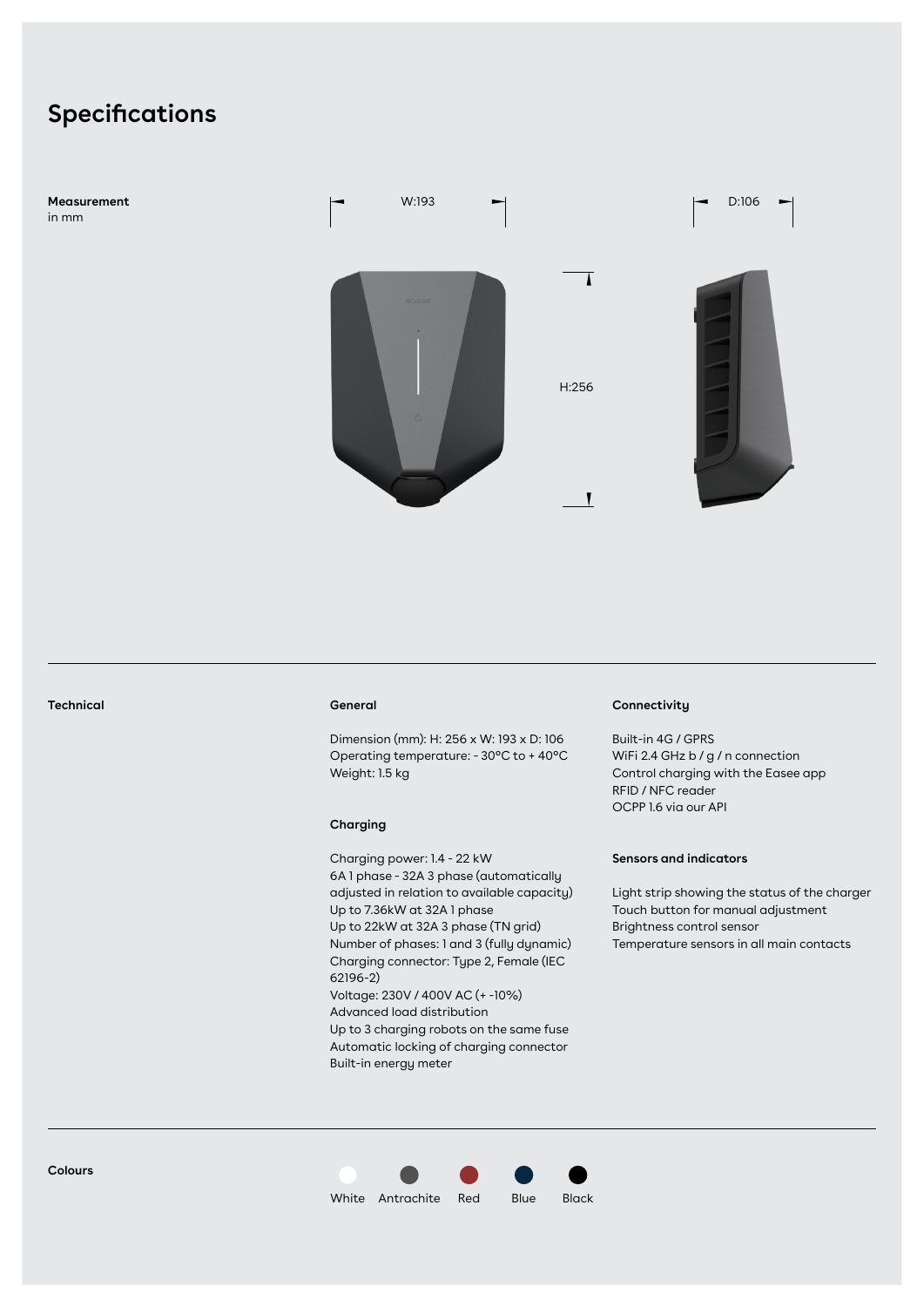# Specifications

**Measurement**
in mm

W:193

D:106

H:256

---

**Technical**

**General**

Dimension (mm): H: 256 x W: 193 x D: 106
Operating temperature: - 30°C to + 40°C
Weight: 1.5 kg

**Charging**

Charging power: 1.4 - 22 kW
6A 1 phase - 32A 3 phase (automatically adjusted in relation to available capacity)
Up to 7.36kW at 32A 1 phase
Up to 22kW at 32A 3 phase (TN grid)
Number of phases: 1 and 3 (fully dynamic)
Charging connector: Type 2, Female (IEC 62196-2)
Voltage: 230V / 400V AC (+ -10%)
Advanced load distribution
Up to 3 charging robots on the same fuse
Automatic locking of charging connector
Built-in energy meter

**Connectivity**

Built-in 4G / GPRS
WiFi 2.4 GHz b / g / n connection
Control charging with the Easee app
RFID / NFC reader
OCPP 1.6 via our API

**Sensors and indicators**

Light strip showing the status of the charger
Touch button for manual adjustment
Brightness control sensor
Temperature sensors in all main contacts

---

**Colours**

White, Antrachite, Red, Blue, Black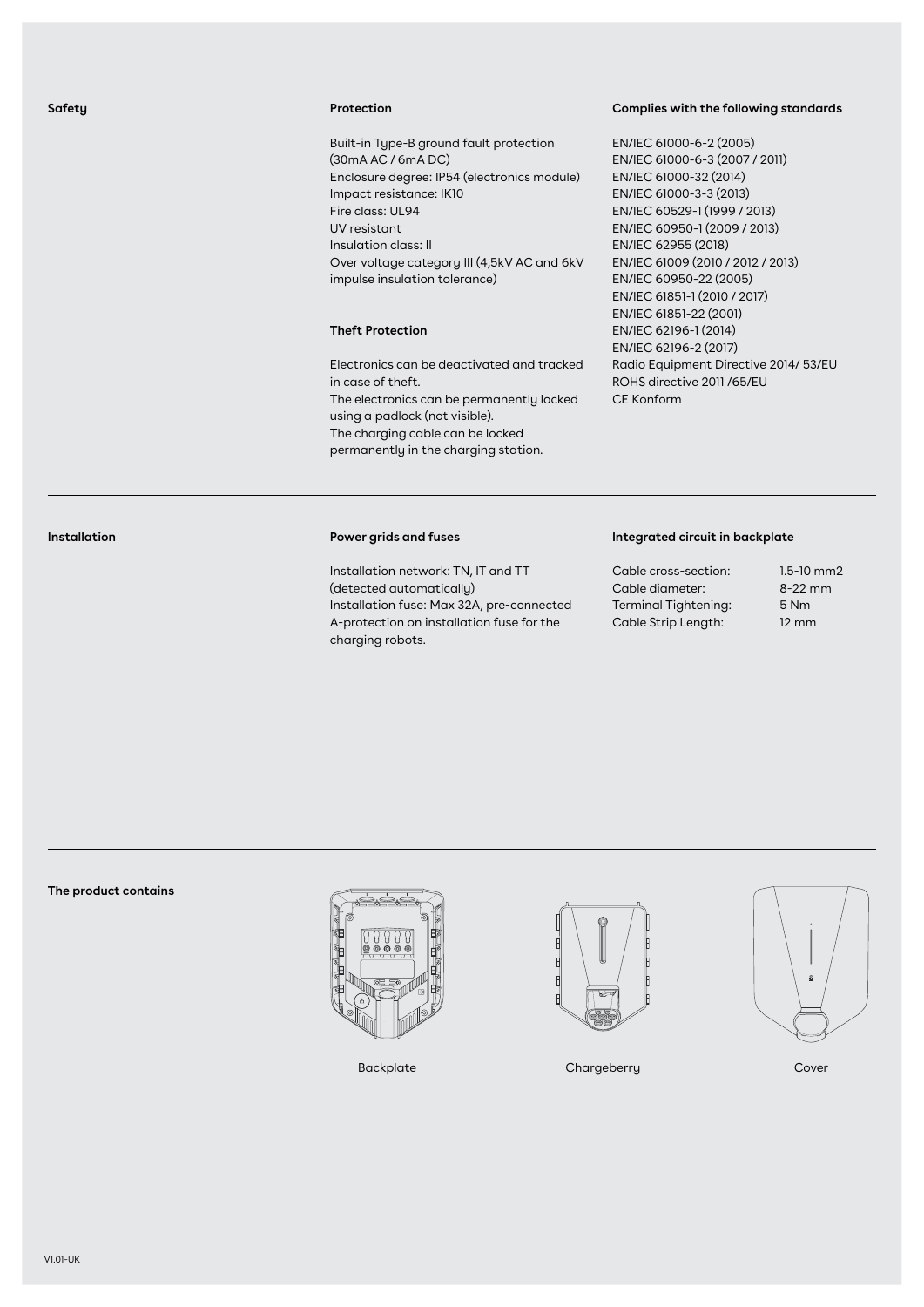## Safety

### Protection

Built-in Type-B ground fault protection (30mA AC / 6mA DC)
Enclosure degree: IP54 (electronics module)
Impact resistance: IK10
Fire class: UL94
UV resistant
Insulation class: II
Over voltage category III (4,5kV AC and 6kV impulse insulation tolerance)

### Theft Protection

Electronics can be deactivated and tracked in case of theft.
The electronics can be permanently locked using a padlock (not visible).
The charging cable can be locked permanently in the charging station.

### Complies with the following standards

EN/IEC 61000-6-2 (2005)
EN/IEC 61000-6-3 (2007 / 2011)
EN/IEC 61000-32 (2014)
EN/IEC 61000-3-3 (2013)
EN/IEC 60529-1 (1999 / 2013)
EN/IEC 60950-1 (2009 / 2013)
EN/IEC 62955 (2018)
EN/IEC 61009 (2010 / 2012 / 2013)
EN/IEC 60950-22 (2005)
EN/IEC 61851-1 (2010 / 2017)
EN/IEC 61851-22 (2001)
EN/IEC 62196-1 (2014)
EN/IEC 62196-2 (2017)
Radio Equipment Directive 2014/ 53/EU
ROHS directive 2011 /65/EU
CE Konform

## Installation

### Power grids and fuses

Installation network: TN, IT and TT (detected automatically)
Installation fuse: Max 32A, pre-connected A-protection on installation fuse for the charging robots.

### Integrated circuit in backplate

| | |
|---|---|
| Cable cross-section: | 1.5-10 mm2 |
| Cable diameter: | 8-22 mm |
| Terminal Tightening: | 5 Nm |
| Cable Strip Length: | 12 mm |

## The product contains

Backplate

Chargeberry

Cover

V1.01-UK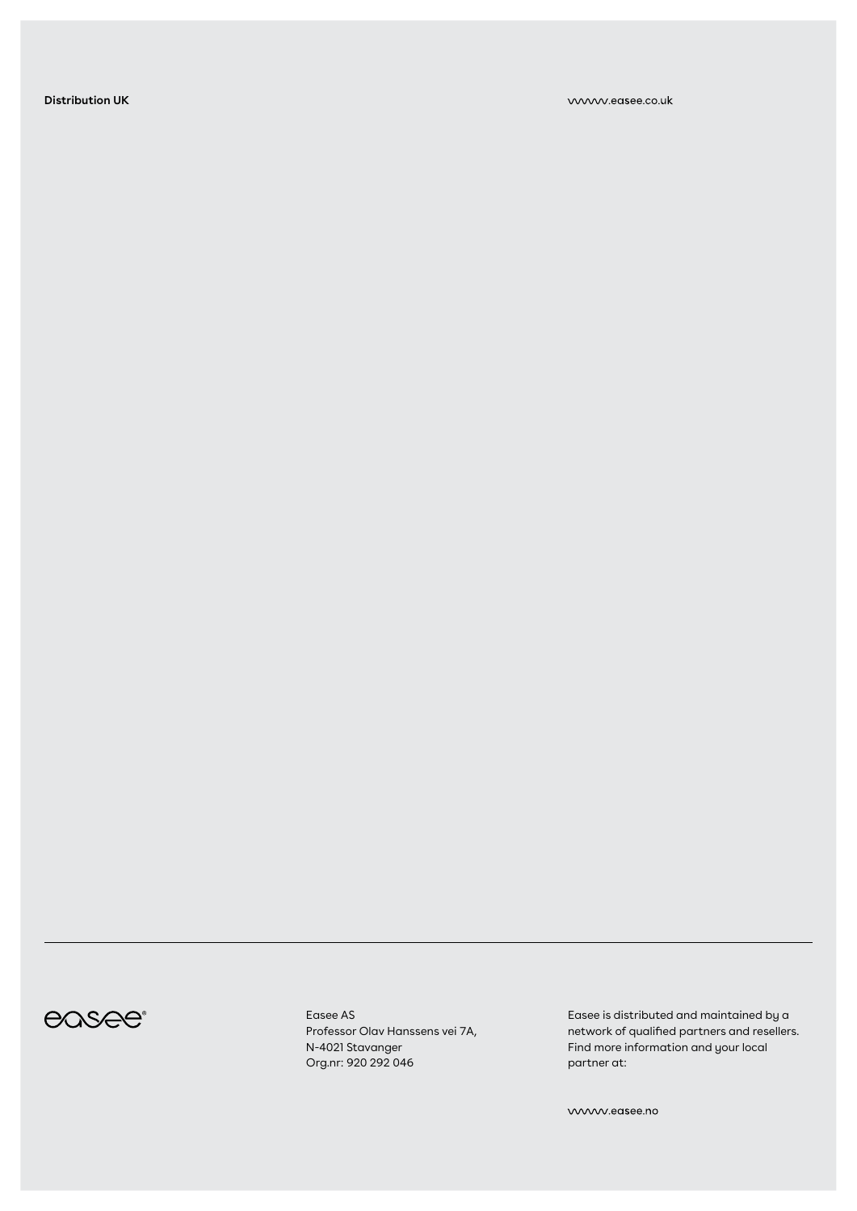**Distribution UK**

www.easee.co.uk

Easee AS
Professor Olav Hanssens vei 7A,
N-4021 Stavanger
Org.nr: 920 292 046

Easee is distributed and maintained by a network of qualified partners and resellers. Find more information and your local partner at:

www.easee.no